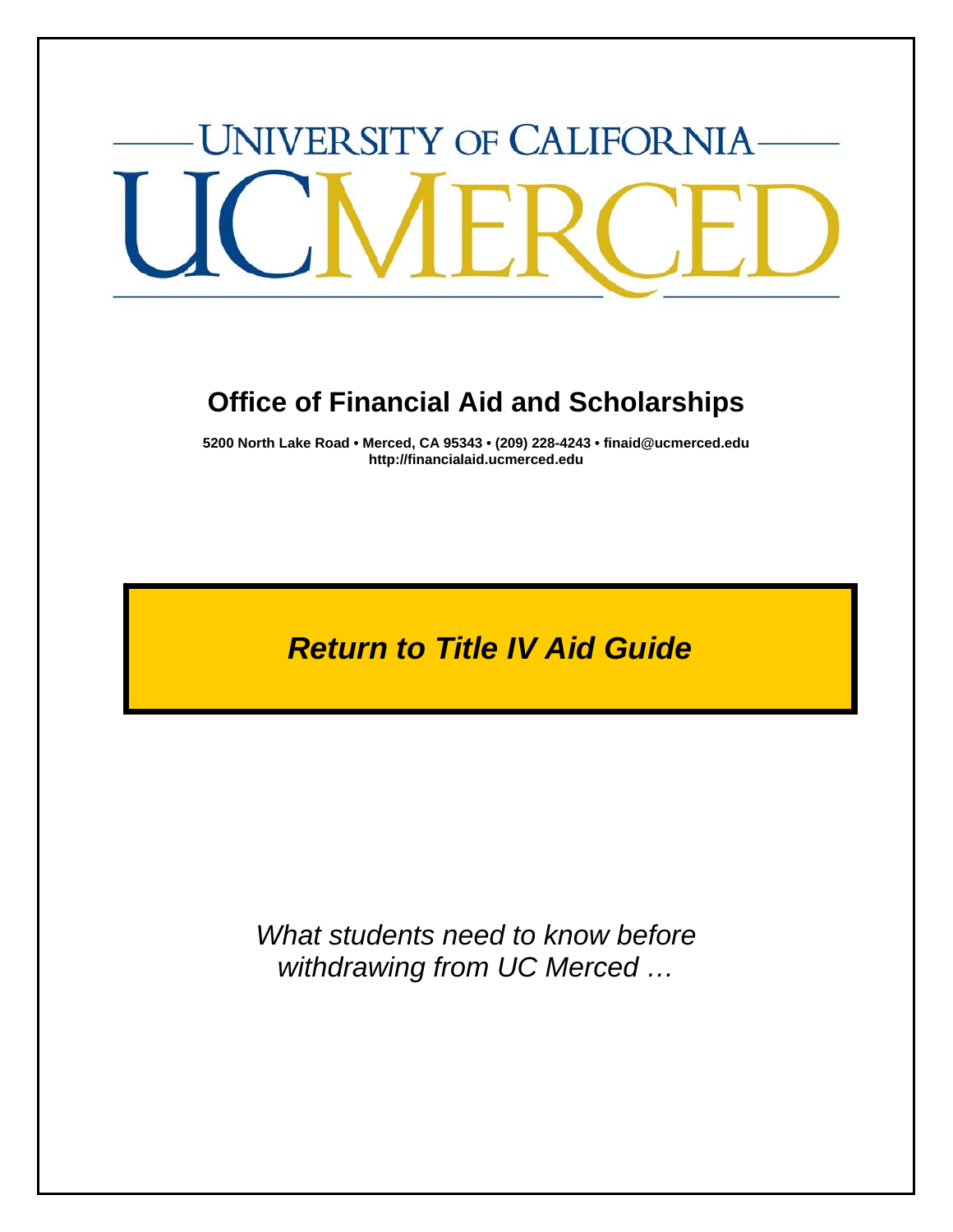# UNIVERSITY OF CALIFORNIA

# UC MERCED

## Office of Financial Aid and Scholarships

**5200 North Lake Road • Merced, CA 95343 • (209) 228-4243 • finaid@ucmerced.edu**
**http://financialaid.ucmerced.edu**

# ***Return to Title IV Aid Guide***

*What students need to know before withdrawing from UC Merced …*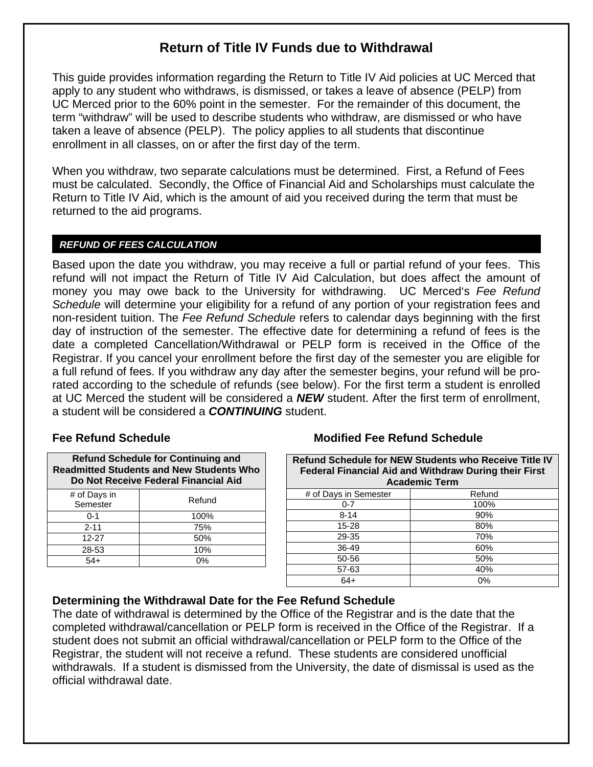# Return of Title IV Funds due to Withdrawal

This guide provides information regarding the Return to Title IV Aid policies at UC Merced that apply to any student who withdraws, is dismissed, or takes a leave of absence (PELP) from UC Merced prior to the 60% point in the semester. For the remainder of this document, the term "withdraw" will be used to describe students who withdraw, are dismissed or who have taken a leave of absence (PELP). The policy applies to all students that discontinue enrollment in all classes, on or after the first day of the term.

When you withdraw, two separate calculations must be determined. First, a Refund of Fees must be calculated. Secondly, the Office of Financial Aid and Scholarships must calculate the Return to Title IV Aid, which is the amount of aid you received during the term that must be returned to the aid programs.

## *REFUND OF FEES CALCULATION*

Based upon the date you withdraw, you may receive a full or partial refund of your fees. This refund will not impact the Return of Title IV Aid Calculation, but does affect the amount of money you may owe back to the University for withdrawing. UC Merced's *Fee Refund Schedule* will determine your eligibility for a refund of any portion of your registration fees and non-resident tuition. The *Fee Refund Schedule* refers to calendar days beginning with the first day of instruction of the semester. The effective date for determining a refund of fees is the date a completed Cancellation/Withdrawal or PELP form is received in the Office of the Registrar. If you cancel your enrollment before the first day of the semester you are eligible for a full refund of fees. If you withdraw any day after the semester begins, your refund will be pro-rated according to the schedule of refunds (see below). For the first term a student is enrolled at UC Merced the student will be considered a ***NEW*** student. After the first term of enrollment, a student will be considered a ***CONTINUING*** student.

### Fee Refund Schedule

| Refund Schedule for Continuing and Readmitted Students and New Students Who Do Not Receive Federal Financial Aid | |
|---|---|
| # of Days in Semester | Refund |
| 0-1 | 100% |
| 2-11 | 75% |
| 12-27 | 50% |
| 28-53 | 10% |
| 54+ | 0% |

### Modified Fee Refund Schedule

| Refund Schedule for NEW Students who Receive Title IV Federal Financial Aid and Withdraw During their First Academic Term | |
|---|---|
| # of Days in Semester | Refund |
| 0-7 | 100% |
| 8-14 | 90% |
| 15-28 | 80% |
| 29-35 | 70% |
| 36-49 | 60% |
| 50-56 | 50% |
| 57-63 | 40% |
| 64+ | 0% |

### Determining the Withdrawal Date for the Fee Refund Schedule

The date of withdrawal is determined by the Office of the Registrar and is the date that the completed withdrawal/cancellation or PELP form is received in the Office of the Registrar. If a student does not submit an official withdrawal/cancellation or PELP form to the Office of the Registrar, the student will not receive a refund. These students are considered unofficial withdrawals. If a student is dismissed from the University, the date of dismissal is used as the official withdrawal date.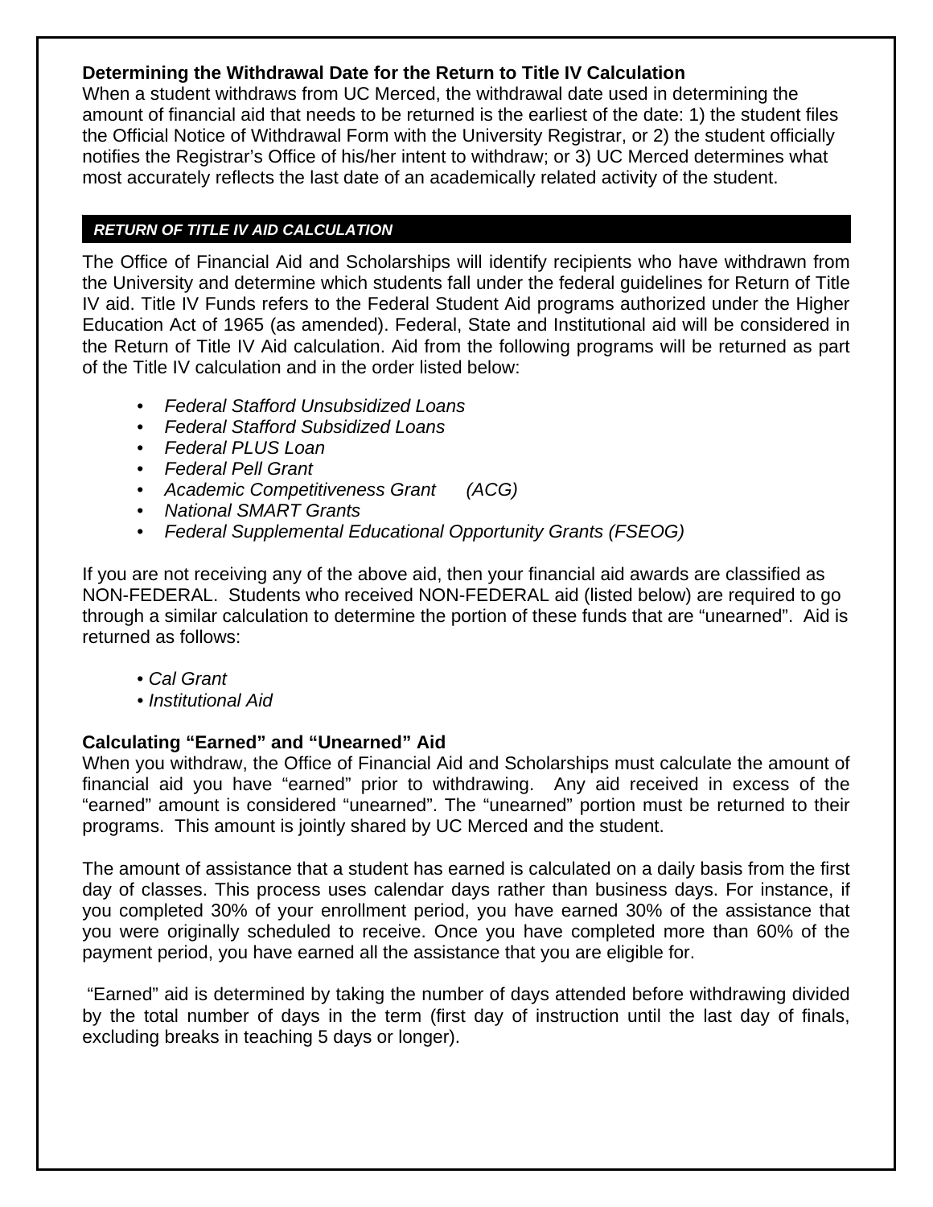**Determining the Withdrawal Date for the Return to Title IV Calculation**

When a student withdraws from UC Merced, the withdrawal date used in determining the amount of financial aid that needs to be returned is the earliest of the date: 1) the student files the Official Notice of Withdrawal Form with the University Registrar, or 2) the student officially notifies the Registrar's Office of his/her intent to withdraw; or 3) UC Merced determines what most accurately reflects the last date of an academically related activity of the student.

## *RETURN OF TITLE IV AID CALCULATION*

The Office of Financial Aid and Scholarships will identify recipients who have withdrawn from the University and determine which students fall under the federal guidelines for Return of Title IV aid. Title IV Funds refers to the Federal Student Aid programs authorized under the Higher Education Act of 1965 (as amended). Federal, State and Institutional aid will be considered in the Return of Title IV Aid calculation. Aid from the following programs will be returned as part of the Title IV calculation and in the order listed below:

- *Federal Stafford Unsubsidized Loans*
- *Federal Stafford Subsidized Loans*
- *Federal PLUS Loan*
- *Federal Pell Grant*
- *Academic Competitiveness Grant (ACG)*
- *National SMART Grants*
- *Federal Supplemental Educational Opportunity Grants (FSEOG)*

If you are not receiving any of the above aid, then your financial aid awards are classified as NON-FEDERAL. Students who received NON-FEDERAL aid (listed below) are required to go through a similar calculation to determine the portion of these funds that are "unearned". Aid is returned as follows:

- *Cal Grant*
- *Institutional Aid*

**Calculating "Earned" and "Unearned" Aid**

When you withdraw, the Office of Financial Aid and Scholarships must calculate the amount of financial aid you have "earned" prior to withdrawing. Any aid received in excess of the "earned" amount is considered "unearned". The "unearned" portion must be returned to their programs. This amount is jointly shared by UC Merced and the student.

The amount of assistance that a student has earned is calculated on a daily basis from the first day of classes. This process uses calendar days rather than business days. For instance, if you completed 30% of your enrollment period, you have earned 30% of the assistance that you were originally scheduled to receive. Once you have completed more than 60% of the payment period, you have earned all the assistance that you are eligible for.

"Earned" aid is determined by taking the number of days attended before withdrawing divided by the total number of days in the term (first day of instruction until the last day of finals, excluding breaks in teaching 5 days or longer).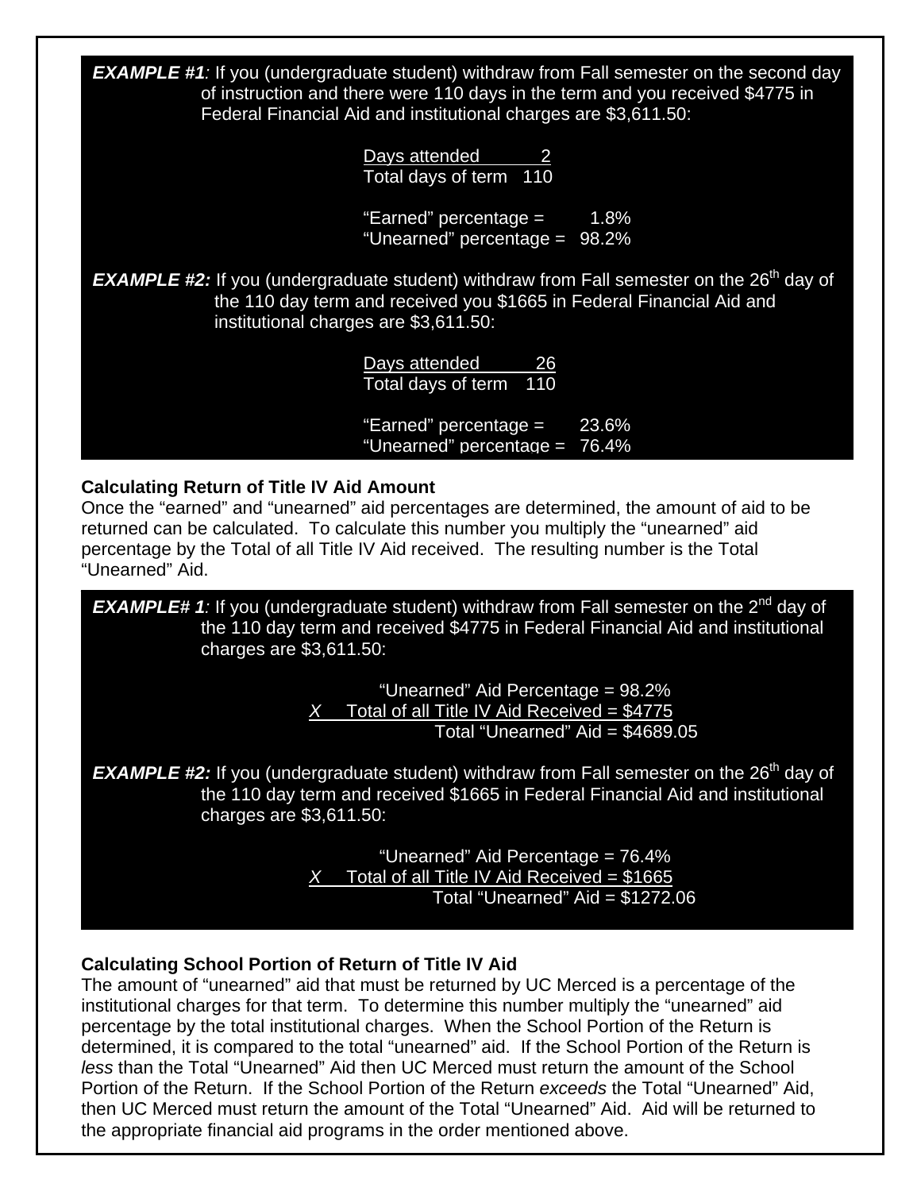***EXAMPLE #1**:* If you (undergraduate student) withdraw from Fall semester on the second day of instruction and there were 110 days in the term and you received $4775 in Federal Financial Aid and institutional charges are $3,611.50:

Days attended 2
Total days of term 110

"Earned" percentage = 1.8%
"Unearned" percentage = 98.2%

***EXAMPLE #2:*** If you (undergraduate student) withdraw from Fall semester on the 26th day of the 110 day term and received you $1665 in Federal Financial Aid and institutional charges are $3,611.50:

Days attended 26
Total days of term 110

"Earned" percentage = 23.6%
"Unearned" percentage = 76.4%

**Calculating Return of Title IV Aid Amount**

Once the "earned" and "unearned" aid percentages are determined, the amount of aid to be returned can be calculated. To calculate this number you multiply the "unearned" aid percentage by the Total of all Title IV Aid received. The resulting number is the Total "Unearned" Aid.

***EXAMPLE# 1**:* If you (undergraduate student) withdraw from Fall semester on the 2nd day of the 110 day term and received $4775 in Federal Financial Aid and institutional charges are $3,611.50:

"Unearned" Aid Percentage = 98.2%
*X* Total of all Title IV Aid Received = $4775
Total "Unearned" Aid = $4689.05

***EXAMPLE #2:*** If you (undergraduate student) withdraw from Fall semester on the 26th day of the 110 day term and received $1665 in Federal Financial Aid and institutional charges are $3,611.50:

"Unearned" Aid Percentage = 76.4%
*X* Total of all Title IV Aid Received = $1665
Total "Unearned" Aid = $1272.06

**Calculating School Portion of Return of Title IV Aid**

The amount of "unearned" aid that must be returned by UC Merced is a percentage of the institutional charges for that term. To determine this number multiply the "unearned" aid percentage by the total institutional charges. When the School Portion of the Return is determined, it is compared to the total "unearned" aid. If the School Portion of the Return is *less* than the Total "Unearned" Aid then UC Merced must return the amount of the School Portion of the Return. If the School Portion of the Return *exceeds* the Total "Unearned" Aid, then UC Merced must return the amount of the Total "Unearned" Aid. Aid will be returned to the appropriate financial aid programs in the order mentioned above.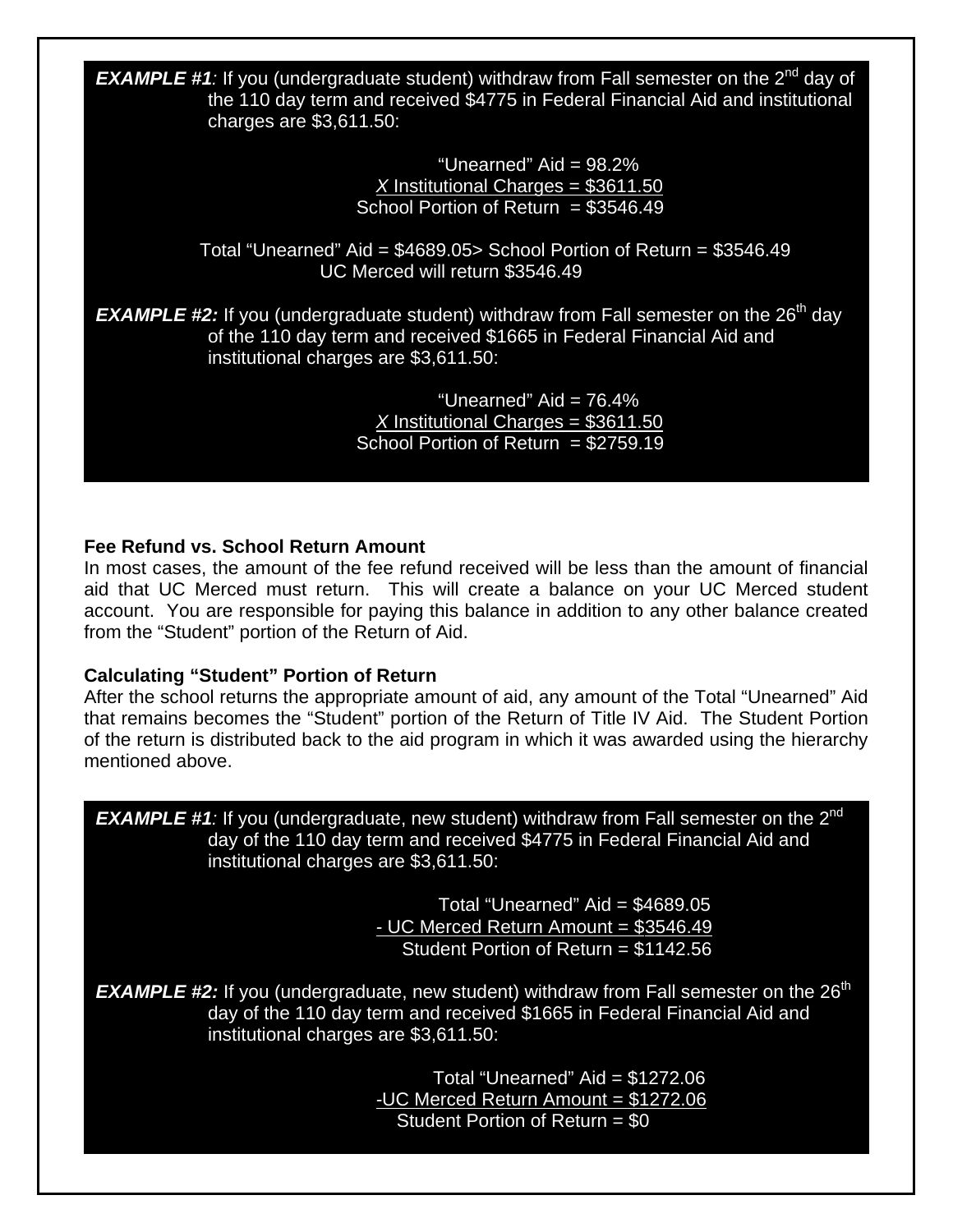***EXAMPLE #1***: If you (undergraduate student) withdraw from Fall semester on the 2nd day of the 110 day term and received $4775 in Federal Financial Aid and institutional charges are $3,611.50:

"Unearned" Aid = 98.2%
*X* Institutional Charges = $3611.50
School Portion of Return = $3546.49

Total "Unearned" Aid = $4689.05> School Portion of Return = $3546.49
UC Merced will return $3546.49

***EXAMPLE #2:*** If you (undergraduate student) withdraw from Fall semester on the 26th day of the 110 day term and received $1665 in Federal Financial Aid and institutional charges are $3,611.50:

"Unearned" Aid = 76.4%
*X* Institutional Charges = $3611.50
School Portion of Return = $2759.19

**Fee Refund vs. School Return Amount**

In most cases, the amount of the fee refund received will be less than the amount of financial aid that UC Merced must return. This will create a balance on your UC Merced student account. You are responsible for paying this balance in addition to any other balance created from the "Student" portion of the Return of Aid.

**Calculating "Student" Portion of Return**

After the school returns the appropriate amount of aid, any amount of the Total "Unearned" Aid that remains becomes the "Student" portion of the Return of Title IV Aid. The Student Portion of the return is distributed back to the aid program in which it was awarded using the hierarchy mentioned above.

***EXAMPLE #1***: If you (undergraduate, new student) withdraw from Fall semester on the 2nd day of the 110 day term and received $4775 in Federal Financial Aid and institutional charges are $3,611.50:

Total "Unearned" Aid = $4689.05
\- UC Merced Return Amount = $3546.49
Student Portion of Return = $1142.56

***EXAMPLE #2:*** If you (undergraduate, new student) withdraw from Fall semester on the 26th day of the 110 day term and received $1665 in Federal Financial Aid and institutional charges are $3,611.50:

Total "Unearned" Aid = $1272.06
-UC Merced Return Amount = $1272.06
Student Portion of Return = $0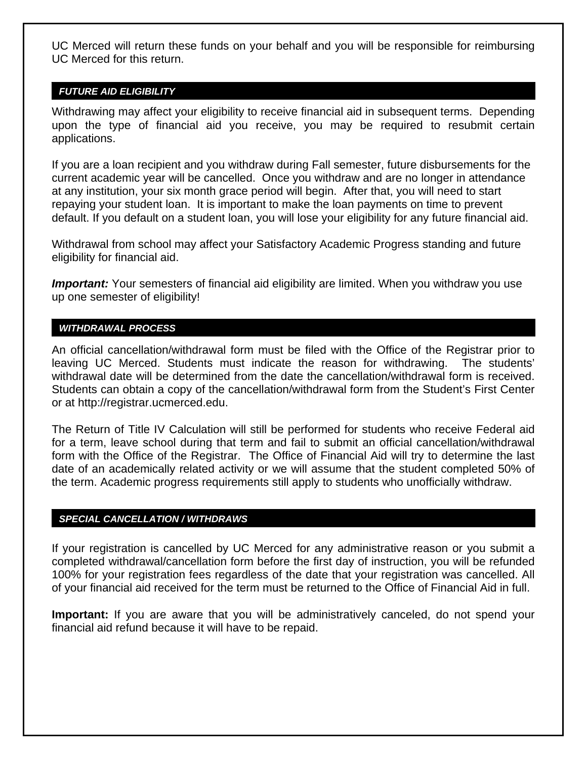UC Merced will return these funds on your behalf and you will be responsible for reimbursing UC Merced for this return.

## *FUTURE AID ELIGIBILITY*

Withdrawing may affect your eligibility to receive financial aid in subsequent terms. Depending upon the type of financial aid you receive, you may be required to resubmit certain applications.

If you are a loan recipient and you withdraw during Fall semester, future disbursements for the current academic year will be cancelled. Once you withdraw and are no longer in attendance at any institution, your six month grace period will begin. After that, you will need to start repaying your student loan. It is important to make the loan payments on time to prevent default. If you default on a student loan, you will lose your eligibility for any future financial aid.

Withdrawal from school may affect your Satisfactory Academic Progress standing and future eligibility for financial aid.

***Important:*** Your semesters of financial aid eligibility are limited. When you withdraw you use up one semester of eligibility!

## *WITHDRAWAL PROCESS*

An official cancellation/withdrawal form must be filed with the Office of the Registrar prior to leaving UC Merced. Students must indicate the reason for withdrawing. The students' withdrawal date will be determined from the date the cancellation/withdrawal form is received. Students can obtain a copy of the cancellation/withdrawal form from the Student's First Center or at http://registrar.ucmerced.edu.

The Return of Title IV Calculation will still be performed for students who receive Federal aid for a term, leave school during that term and fail to submit an official cancellation/withdrawal form with the Office of the Registrar. The Office of Financial Aid will try to determine the last date of an academically related activity or we will assume that the student completed 50% of the term. Academic progress requirements still apply to students who unofficially withdraw.

## *SPECIAL CANCELLATION / WITHDRAWS*

If your registration is cancelled by UC Merced for any administrative reason or you submit a completed withdrawal/cancellation form before the first day of instruction, you will be refunded 100% for your registration fees regardless of the date that your registration was cancelled. All of your financial aid received for the term must be returned to the Office of Financial Aid in full.

**Important:** If you are aware that you will be administratively canceled, do not spend your financial aid refund because it will have to be repaid.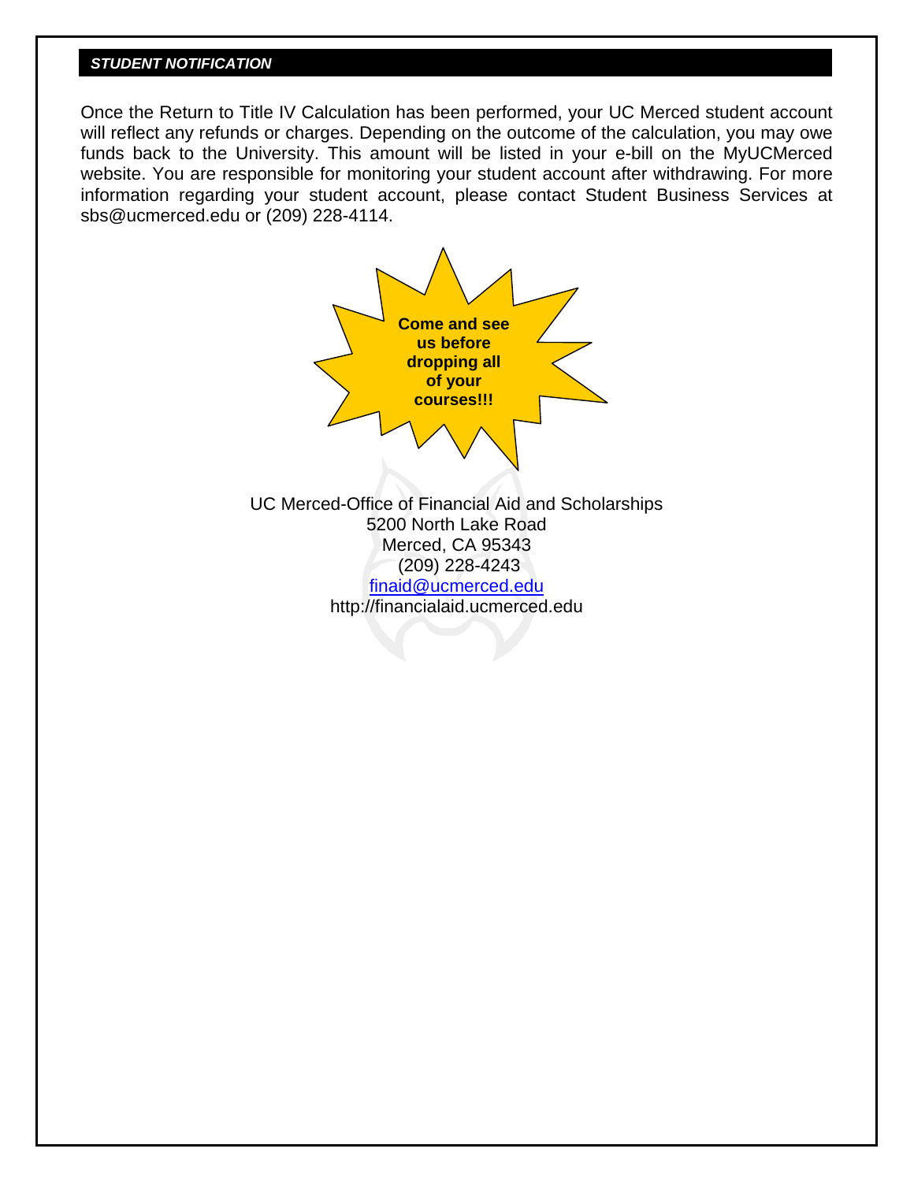***STUDENT NOTIFICATION***

Once the Return to Title IV Calculation has been performed, your UC Merced student account will reflect any refunds or charges. Depending on the outcome of the calculation, you may owe funds back to the University. This amount will be listed in your e-bill on the MyUCMerced website. You are responsible for monitoring your student account after withdrawing. For more information regarding your student account, please contact Student Business Services at sbs@ucmerced.edu or (209) 228-4114.

**Come and see us before dropping all of your courses!!!**

UC Merced-Office of Financial Aid and Scholarships
5200 North Lake Road
Merced, CA 95343
(209) 228-4243
finaid@ucmerced.edu
http://financialaid.ucmerced.edu